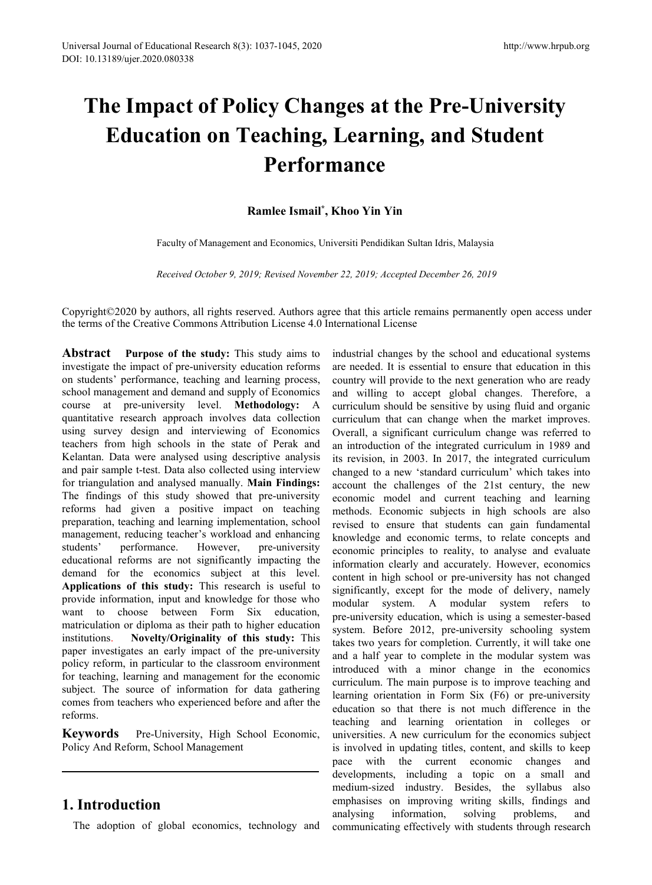# The Impact of Policy Changes at the Pre-University Education on Teaching, Learning, and Student Performance

**Ramlee Ismail[*], Khoo Yin Yin**

Faculty of Management and Economics, Universiti Pendidikan Sultan Idris, Malaysia

*Received October 9, 2019; Revised November 22, 2019; Accepted December 26, 2019*

Copyright©2020 by authors, all rights reserved. Authors agree that this article remains permanently open access under the terms of the Creative Commons Attribution License 4.0 International License

**Abstract** **Purpose of the study:** This study aims to investigate the impact of pre-university education reforms on students' performance, teaching and learning process, school management and demand and supply of Economics course at pre-university level. **Methodology:** A quantitative research approach involves data collection using survey design and interviewing of Economics teachers from high schools in the state of Perak and Kelantan. Data were analysed using descriptive analysis and pair sample t-test. Data also collected using interview for triangulation and analysed manually. **Main Findings:** The findings of this study showed that pre-university reforms had given a positive impact on teaching preparation, teaching and learning implementation, school management, reducing teacher's workload and enhancing students' performance. However, pre-university educational reforms are not significantly impacting the demand for the economics subject at this level. **Applications of this study:** This research is useful to provide information, input and knowledge for those who want to choose between Form Six education, matriculation or diploma as their path to higher education institutions. **Novelty/Originality of this study:** This paper investigates an early impact of the pre-university policy reform, in particular to the classroom environment for teaching, learning and management for the economic subject. The source of information for data gathering comes from teachers who experienced before and after the reforms.

**Keywords** Pre-University, High School Economic, Policy And Reform, School Management

## 1. Introduction

The adoption of global economics, technology and industrial changes by the school and educational systems are needed. It is essential to ensure that education in this country will provide to the next generation who are ready and willing to accept global changes. Therefore, a curriculum should be sensitive by using fluid and organic curriculum that can change when the market improves. Overall, a significant curriculum change was referred to an introduction of the integrated curriculum in 1989 and its revision, in 2003. In 2017, the integrated curriculum changed to a new 'standard curriculum' which takes into account the challenges of the 21st century, the new economic model and current teaching and learning methods. Economic subjects in high schools are also revised to ensure that students can gain fundamental knowledge and economic terms, to relate concepts and economic principles to reality, to analyse and evaluate information clearly and accurately. However, economics content in high school or pre-university has not changed significantly, except for the mode of delivery, namely modular system. A modular system refers to pre-university education, which is using a semester-based system. Before 2012, pre-university schooling system takes two years for completion. Currently, it will take one and a half year to complete in the modular system was introduced with a minor change in the economics curriculum. The main purpose is to improve teaching and learning orientation in Form Six (F6) or pre-university education so that there is not much difference in the teaching and learning orientation in colleges or universities. A new curriculum for the economics subject is involved in updating titles, content, and skills to keep pace with the current economic changes and developments, including a topic on a small and medium-sized industry. Besides, the syllabus also emphasises on improving writing skills, findings and analysing information, solving problems, and communicating effectively with students through research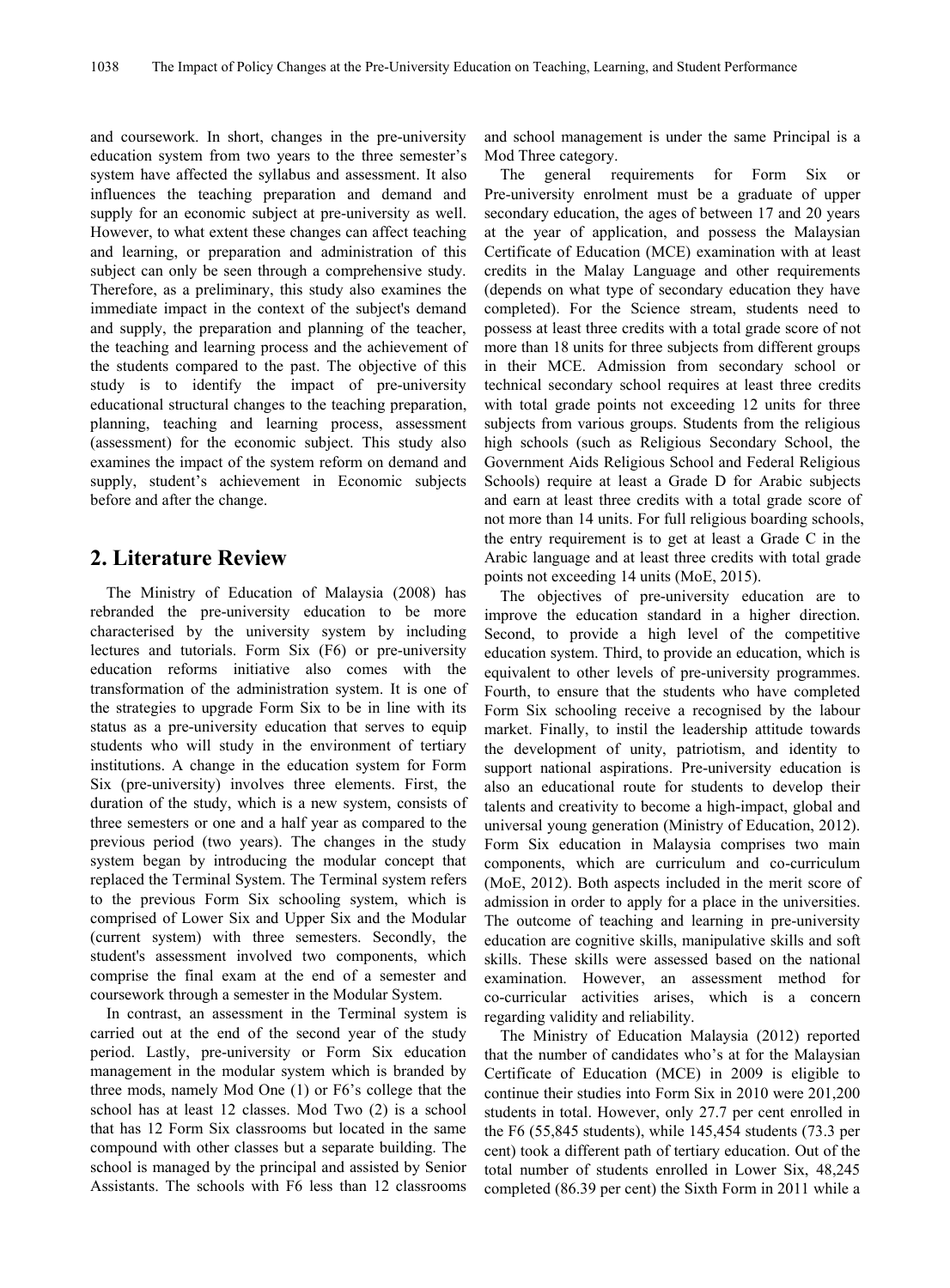and coursework. In short, changes in the pre-university education system from two years to the three semester's system have affected the syllabus and assessment. It also influences the teaching preparation and demand and supply for an economic subject at pre-university as well. However, to what extent these changes can affect teaching and learning, or preparation and administration of this subject can only be seen through a comprehensive study. Therefore, as a preliminary, this study also examines the immediate impact in the context of the subject's demand and supply, the preparation and planning of the teacher, the teaching and learning process and the achievement of the students compared to the past. The objective of this study is to identify the impact of pre-university educational structural changes to the teaching preparation, planning, teaching and learning process, assessment (assessment) for the economic subject. This study also examines the impact of the system reform on demand and supply, student's achievement in Economic subjects before and after the change.

## 2. Literature Review

The Ministry of Education of Malaysia (2008) has rebranded the pre-university education to be more characterised by the university system by including lectures and tutorials. Form Six (F6) or pre-university education reforms initiative also comes with the transformation of the administration system. It is one of the strategies to upgrade Form Six to be in line with its status as a pre-university education that serves to equip students who will study in the environment of tertiary institutions. A change in the education system for Form Six (pre-university) involves three elements. First, the duration of the study, which is a new system, consists of three semesters or one and a half year as compared to the previous period (two years). The changes in the study system began by introducing the modular concept that replaced the Terminal System. The Terminal system refers to the previous Form Six schooling system, which is comprised of Lower Six and Upper Six and the Modular (current system) with three semesters. Secondly, the student's assessment involved two components, which comprise the final exam at the end of a semester and coursework through a semester in the Modular System.

In contrast, an assessment in the Terminal system is carried out at the end of the second year of the study period. Lastly, pre-university or Form Six education management in the modular system which is branded by three mods, namely Mod One (1) or F6's college that the school has at least 12 classes. Mod Two (2) is a school that has 12 Form Six classrooms but located in the same compound with other classes but a separate building. The school is managed by the principal and assisted by Senior Assistants. The schools with F6 less than 12 classrooms and school management is under the same Principal is a Mod Three category.

The general requirements for Form Six or Pre-university enrolment must be a graduate of upper secondary education, the ages of between 17 and 20 years at the year of application, and possess the Malaysian Certificate of Education (MCE) examination with at least credits in the Malay Language and other requirements (depends on what type of secondary education they have completed). For the Science stream, students need to possess at least three credits with a total grade score of not more than 18 units for three subjects from different groups in their MCE. Admission from secondary school or technical secondary school requires at least three credits with total grade points not exceeding 12 units for three subjects from various groups. Students from the religious high schools (such as Religious Secondary School, the Government Aids Religious School and Federal Religious Schools) require at least a Grade D for Arabic subjects and earn at least three credits with a total grade score of not more than 14 units. For full religious boarding schools, the entry requirement is to get at least a Grade C in the Arabic language and at least three credits with total grade points not exceeding 14 units (MoE, 2015).

The objectives of pre-university education are to improve the education standard in a higher direction. Second, to provide a high level of the competitive education system. Third, to provide an education, which is equivalent to other levels of pre-university programmes. Fourth, to ensure that the students who have completed Form Six schooling receive a recognised by the labour market. Finally, to instil the leadership attitude towards the development of unity, patriotism, and identity to support national aspirations. Pre-university education is also an educational route for students to develop their talents and creativity to become a high-impact, global and universal young generation (Ministry of Education, 2012). Form Six education in Malaysia comprises two main components, which are curriculum and co-curriculum (MoE, 2012). Both aspects included in the merit score of admission in order to apply for a place in the universities. The outcome of teaching and learning in pre-university education are cognitive skills, manipulative skills and soft skills. These skills were assessed based on the national examination. However, an assessment method for co-curricular activities arises, which is a concern regarding validity and reliability.

The Ministry of Education Malaysia (2012) reported that the number of candidates who's at for the Malaysian Certificate of Education (MCE) in 2009 is eligible to continue their studies into Form Six in 2010 were 201,200 students in total. However, only 27.7 per cent enrolled in the F6 (55,845 students), while 145,454 students (73.3 per cent) took a different path of tertiary education. Out of the total number of students enrolled in Lower Six, 48,245 completed (86.39 per cent) the Sixth Form in 2011 while a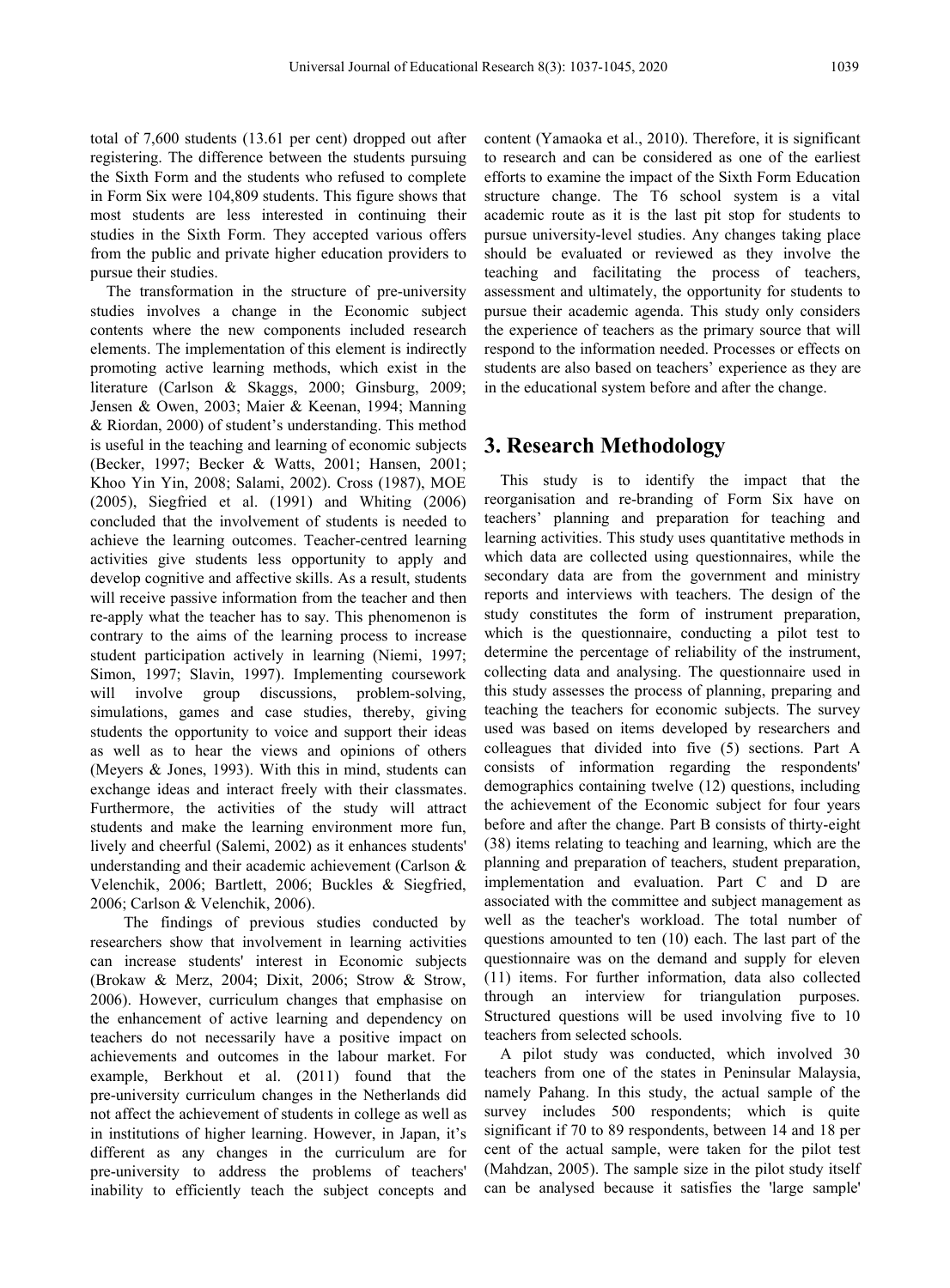total of 7,600 students (13.61 per cent) dropped out after registering. The difference between the students pursuing the Sixth Form and the students who refused to complete in Form Six were 104,809 students. This figure shows that most students are less interested in continuing their studies in the Sixth Form. They accepted various offers from the public and private higher education providers to pursue their studies.

The transformation in the structure of pre-university studies involves a change in the Economic subject contents where the new components included research elements. The implementation of this element is indirectly promoting active learning methods, which exist in the literature (Carlson & Skaggs, 2000; Ginsburg, 2009; Jensen & Owen, 2003; Maier & Keenan, 1994; Manning & Riordan, 2000) of student's understanding. This method is useful in the teaching and learning of economic subjects (Becker, 1997; Becker & Watts, 2001; Hansen, 2001; Khoo Yin Yin, 2008; Salami, 2002). Cross (1987), MOE (2005), Siegfried et al. (1991) and Whiting (2006) concluded that the involvement of students is needed to achieve the learning outcomes. Teacher-centred learning activities give students less opportunity to apply and develop cognitive and affective skills. As a result, students will receive passive information from the teacher and then re-apply what the teacher has to say. This phenomenon is contrary to the aims of the learning process to increase student participation actively in learning (Niemi, 1997; Simon, 1997; Slavin, 1997). Implementing coursework will involve group discussions, problem-solving, simulations, games and case studies, thereby, giving students the opportunity to voice and support their ideas as well as to hear the views and opinions of others (Meyers & Jones, 1993). With this in mind, students can exchange ideas and interact freely with their classmates. Furthermore, the activities of the study will attract students and make the learning environment more fun, lively and cheerful (Salemi, 2002) as it enhances students' understanding and their academic achievement (Carlson & Velenchik, 2006; Bartlett, 2006; Buckles & Siegfried, 2006; Carlson & Velenchik, 2006).

The findings of previous studies conducted by researchers show that involvement in learning activities can increase students' interest in Economic subjects (Brokaw & Merz, 2004; Dixit, 2006; Strow & Strow, 2006). However, curriculum changes that emphasise on the enhancement of active learning and dependency on teachers do not necessarily have a positive impact on achievements and outcomes in the labour market. For example, Berkhout et al. (2011) found that the pre-university curriculum changes in the Netherlands did not affect the achievement of students in college as well as in institutions of higher learning. However, in Japan, it's different as any changes in the curriculum are for pre-university to address the problems of teachers' inability to efficiently teach the subject concepts and content (Yamaoka et al., 2010). Therefore, it is significant to research and can be considered as one of the earliest efforts to examine the impact of the Sixth Form Education structure change. The T6 school system is a vital academic route as it is the last pit stop for students to pursue university-level studies. Any changes taking place should be evaluated or reviewed as they involve the teaching and facilitating the process of teachers, assessment and ultimately, the opportunity for students to pursue their academic agenda. This study only considers the experience of teachers as the primary source that will respond to the information needed. Processes or effects on students are also based on teachers' experience as they are in the educational system before and after the change.

## 3. Research Methodology

This study is to identify the impact that the reorganisation and re-branding of Form Six have on teachers' planning and preparation for teaching and learning activities. This study uses quantitative methods in which data are collected using questionnaires, while the secondary data are from the government and ministry reports and interviews with teachers. The design of the study constitutes the form of instrument preparation, which is the questionnaire, conducting a pilot test to determine the percentage of reliability of the instrument, collecting data and analysing. The questionnaire used in this study assesses the process of planning, preparing and teaching the teachers for economic subjects. The survey used was based on items developed by researchers and colleagues that divided into five (5) sections. Part A consists of information regarding the respondents' demographics containing twelve (12) questions, including the achievement of the Economic subject for four years before and after the change. Part B consists of thirty-eight (38) items relating to teaching and learning, which are the planning and preparation of teachers, student preparation, implementation and evaluation. Part C and D are associated with the committee and subject management as well as the teacher's workload. The total number of questions amounted to ten (10) each. The last part of the questionnaire was on the demand and supply for eleven (11) items. For further information, data also collected through an interview for triangulation purposes. Structured questions will be used involving five to 10 teachers from selected schools.

A pilot study was conducted, which involved 30 teachers from one of the states in Peninsular Malaysia, namely Pahang. In this study, the actual sample of the survey includes 500 respondents; which is quite significant if 70 to 89 respondents, between 14 and 18 per cent of the actual sample, were taken for the pilot test (Mahdzan, 2005). The sample size in the pilot study itself can be analysed because it satisfies the 'large sample'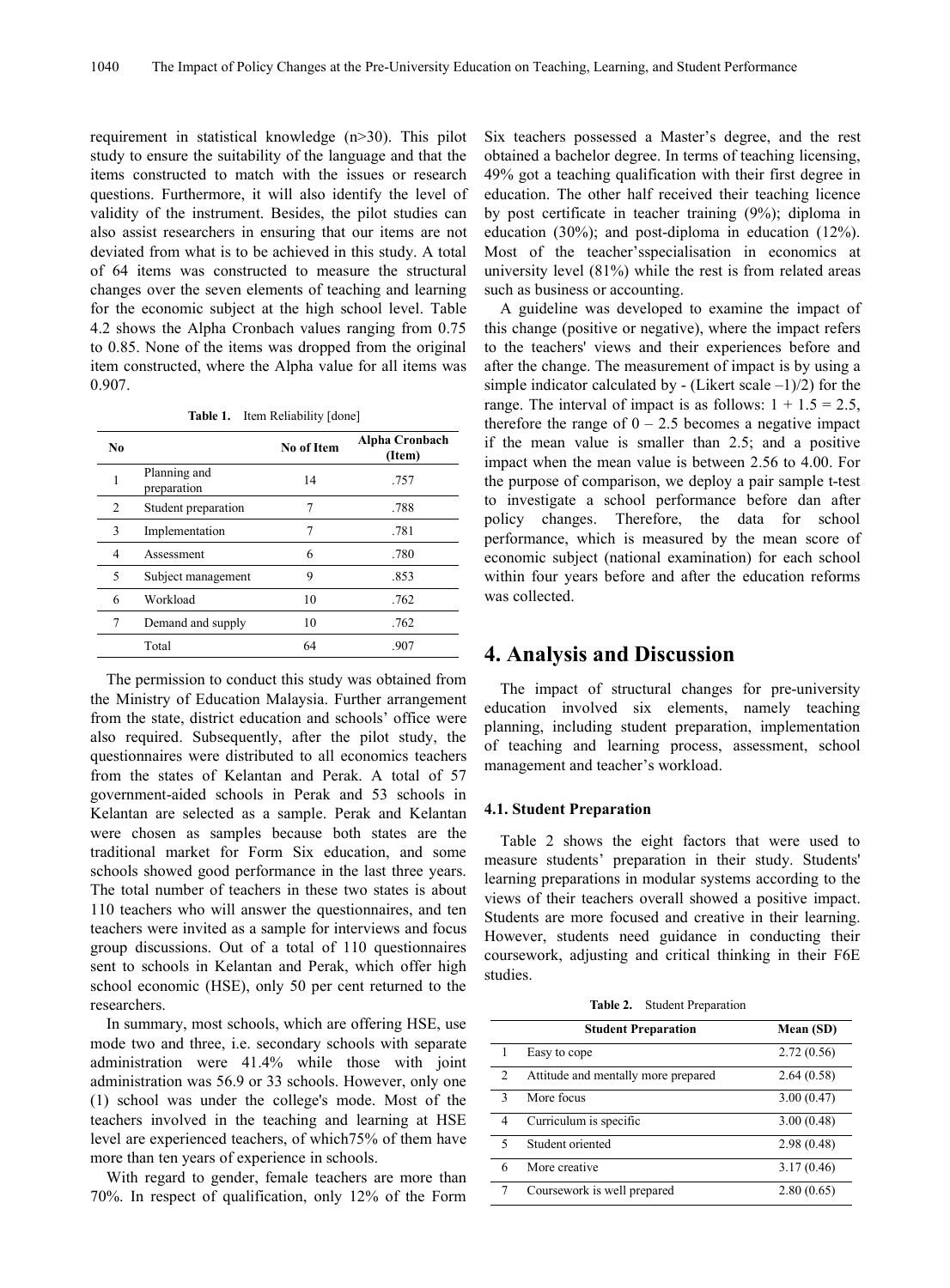requirement in statistical knowledge (n>30). This pilot study to ensure the suitability of the language and that the items constructed to match with the issues or research questions. Furthermore, it will also identify the level of validity of the instrument. Besides, the pilot studies can also assist researchers in ensuring that our items are not deviated from what is to be achieved in this study. A total of 64 items was constructed to measure the structural changes over the seven elements of teaching and learning for the economic subject at the high school level. Table 4.2 shows the Alpha Cronbach values ranging from 0.75 to 0.85. None of the items was dropped from the original item constructed, where the Alpha value for all items was 0.907.

**Table 1.** Item Reliability [done]

| No | | No of Item | Alpha Cronbach (Item) |
|---|---|---|---|
| 1 | Planning and preparation | 14 | .757 |
| 2 | Student preparation | 7 | .788 |
| 3 | Implementation | 7 | .781 |
| 4 | Assessment | 6 | .780 |
| 5 | Subject management | 9 | .853 |
| 6 | Workload | 10 | .762 |
| 7 | Demand and supply | 10 | .762 |
| | Total | 64 | .907 |

The permission to conduct this study was obtained from the Ministry of Education Malaysia. Further arrangement from the state, district education and schools' office were also required. Subsequently, after the pilot study, the questionnaires were distributed to all economics teachers from the states of Kelantan and Perak. A total of 57 government-aided schools in Perak and 53 schools in Kelantan are selected as a sample. Perak and Kelantan were chosen as samples because both states are the traditional market for Form Six education, and some schools showed good performance in the last three years. The total number of teachers in these two states is about 110 teachers who will answer the questionnaires, and ten teachers were invited as a sample for interviews and focus group discussions. Out of a total of 110 questionnaires sent to schools in Kelantan and Perak, which offer high school economic (HSE), only 50 per cent returned to the researchers.

In summary, most schools, which are offering HSE, use mode two and three, i.e. secondary schools with separate administration were 41.4% while those with joint administration was 56.9 or 33 schools. However, only one (1) school was under the college's mode. Most of the teachers involved in the teaching and learning at HSE level are experienced teachers, of which75% of them have more than ten years of experience in schools.

With regard to gender, female teachers are more than 70%. In respect of qualification, only 12% of the Form Six teachers possessed a Master's degree, and the rest obtained a bachelor degree. In terms of teaching licensing, 49% got a teaching qualification with their first degree in education. The other half received their teaching licence by post certificate in teacher training (9%); diploma in education (30%); and post-diploma in education (12%). Most of the teacher'sspecialisation in economics at university level (81%) while the rest is from related areas such as business or accounting.

A guideline was developed to examine the impact of this change (positive or negative), where the impact refers to the teachers' views and their experiences before and after the change. The measurement of impact is by using a simple indicator calculated by - (Likert scale –1)/2) for the range. The interval of impact is as follows: 1 + 1.5 = 2.5, therefore the range of 0 – 2.5 becomes a negative impact if the mean value is smaller than 2.5; and a positive impact when the mean value is between 2.56 to 4.00. For the purpose of comparison, we deploy a pair sample t-test to investigate a school performance before dan after policy changes. Therefore, the data for school performance, which is measured by the mean score of economic subject (national examination) for each school within four years before and after the education reforms was collected.

# 4. Analysis and Discussion

The impact of structural changes for pre-university education involved six elements, namely teaching planning, including student preparation, implementation of teaching and learning process, assessment, school management and teacher's workload.

### 4.1. Student Preparation

Table 2 shows the eight factors that were used to measure students' preparation in their study. Students' learning preparations in modular systems according to the views of their teachers overall showed a positive impact. Students are more focused and creative in their learning. However, students need guidance in conducting their coursework, adjusting and critical thinking in their F6E studies.

**Table 2.** Student Preparation

| | Student Preparation | Mean (SD) |
|---|---|---|
| 1 | Easy to cope | 2.72 (0.56) |
| 2 | Attitude and mentally more prepared | 2.64 (0.58) |
| 3 | More focus | 3.00 (0.47) |
| 4 | Curriculum is specific | 3.00 (0.48) |
| 5 | Student oriented | 2.98 (0.48) |
| 6 | More creative | 3.17 (0.46) |
| 7 | Coursework is well prepared | 2.80 (0.65) |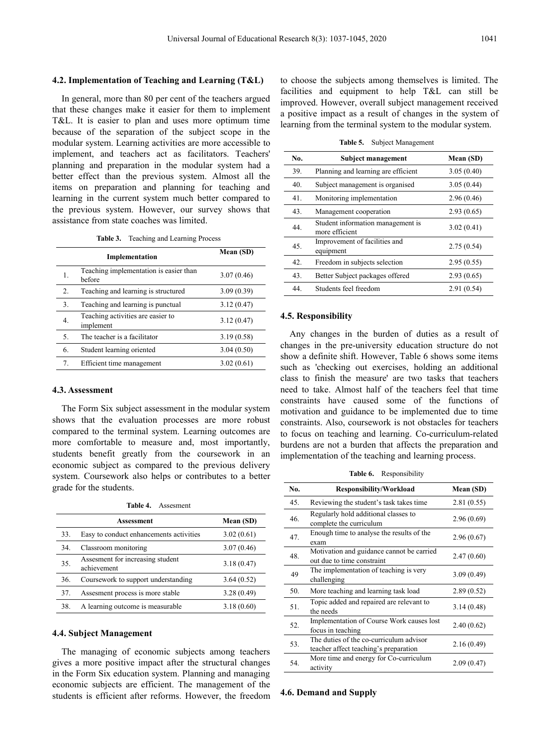### 4.2. Implementation of Teaching and Learning (T&L)

In general, more than 80 per cent of the teachers argued that these changes make it easier for them to implement T&L. It is easier to plan and uses more optimum time because of the separation of the subject scope in the modular system. Learning activities are more accessible to implement, and teachers act as facilitators. Teachers' planning and preparation in the modular system had a better effect than the previous system. Almost all the items on preparation and planning for teaching and learning in the current system much better compared to the previous system. However, our survey shows that assistance from state coaches was limited.

**Table 3.** Teaching and Learning Process

| | Implementation | Mean (SD) |
|---|---|---|
| 1. | Teaching implementation is easier than before | 3.07 (0.46) |
| 2. | Teaching and learning is structured | 3.09 (0.39) |
| 3. | Teaching and learning is punctual | 3.12 (0.47) |
| 4. | Teaching activities are easier to implement | 3.12 (0.47) |
| 5. | The teacher is a facilitator | 3.19 (0.58) |
| 6. | Student learning oriented | 3.04 (0.50) |
| 7. | Efficient time management | 3.02 (0.61) |

### 4.3. Assessment

The Form Six subject assessment in the modular system shows that the evaluation processes are more robust compared to the terminal system. Learning outcomes are more comfortable to measure and, most importantly, students benefit greatly from the coursework in an economic subject as compared to the previous delivery system. Coursework also helps or contributes to a better grade for the students.

**Table 4.** Assesment

| | Assessment | Mean (SD) |
|---|---|---|
| 33. | Easy to conduct enhancements activities | 3.02 (0.61) |
| 34. | Classroom monitoring | 3.07 (0.46) |
| 35. | Assesment for increasing student achievement | 3.18 (0.47) |
| 36. | Coursework to support understanding | 3.64 (0.52) |
| 37. | Assesment process is more stable | 3.28 (0.49) |
| 38. | A learning outcome is measurable | 3.18 (0.60) |

### 4.4. Subject Management

The managing of economic subjects among teachers gives a more positive impact after the structural changes in the Form Six education system. Planning and managing economic subjects are efficient. The management of the students is efficient after reforms. However, the freedom to choose the subjects among themselves is limited. The facilities and equipment to help T&L can still be improved. However, overall subject management received a positive impact as a result of changes in the system of learning from the terminal system to the modular system.

**Table 5.** Subject Management

| No. | Subject management | Mean (SD) |
|---|---|---|
| 39. | Planning and learning are efficient | 3.05 (0.40) |
| 40. | Subject management is organised | 3.05 (0.44) |
| 41. | Monitoring implementation | 2.96 (0.46) |
| 43. | Management cooperation | 2.93 (0.65) |
| 44. | Student information management is more efficient | 3.02 (0.41) |
| 45. | Improvement of facilities and equipment | 2.75 (0.54) |
| 42. | Freedom in subjects selection | 2.95 (0.55) |
| 43. | Better Subject packages offered | 2.93 (0.65) |
| 44. | Students feel freedom | 2.91 (0.54) |

### 4.5. Responsibility

Any changes in the burden of duties as a result of changes in the pre-university education structure do not show a definite shift. However, Table 6 shows some items such as 'checking out exercises, holding an additional class to finish the measure' are two tasks that teachers need to take. Almost half of the teachers feel that time constraints have caused some of the functions of motivation and guidance to be implemented due to time constraints. Also, coursework is not obstacles for teachers to focus on teaching and learning. Co-curriculum-related burdens are not a burden that affects the preparation and implementation of the teaching and learning process.

**Table 6.** Responsibility

| No. | Responsibility/Workload | Mean (SD) |
|---|---|---|
| 45. | Reviewing the student's task takes time | 2.81 (0.55) |
| 46. | Regularly hold additional classes to complete the curriculum | 2.96 (0.69) |
| 47. | Enough time to analyse the results of the exam | 2.96 (0.67) |
| 48. | Motivation and guidance cannot be carried out due to time constraint | 2.47 (0.60) |
| 49 | The implementation of teaching is very challenging | 3.09 (0.49) |
| 50. | More teaching and learning task load | 2.89 (0.52) |
| 51. | Topic added and repaired are relevant to the needs | 3.14 (0.48) |
| 52. | Implementation of Course Work causes lost focus in teaching | 2.40 (0.62) |
| 53. | The duties of the co-curriculum advisor teacher affect teaching's preparation | 2.16 (0.49) |
| 54. | More time and energy for Co-curriculum activity | 2.09 (0.47) |

### 4.6. Demand and Supply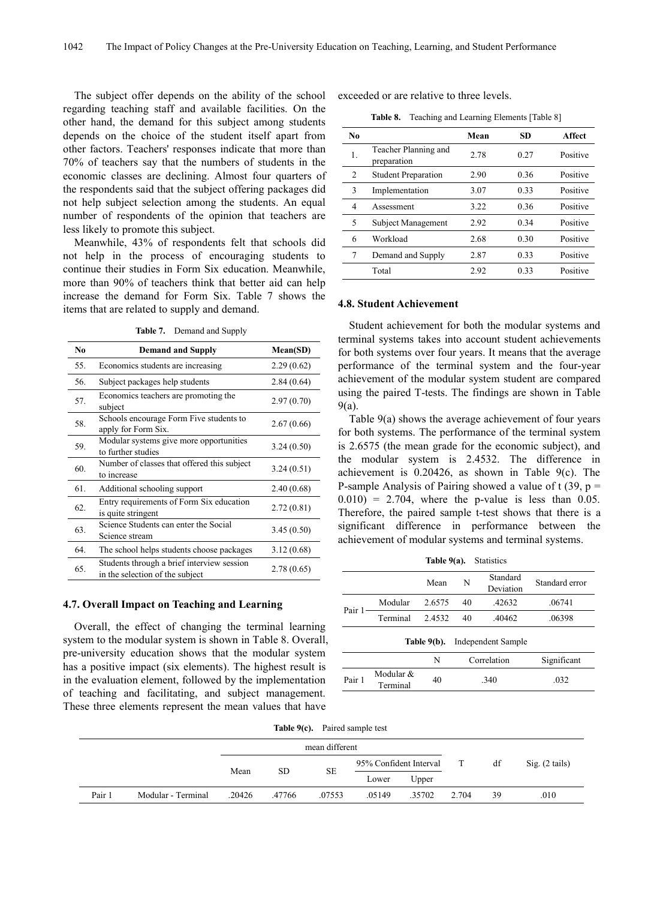The subject offer depends on the ability of the school regarding teaching staff and available facilities. On the other hand, the demand for this subject among students depends on the choice of the student itself apart from other factors. Teachers' responses indicate that more than 70% of teachers say that the numbers of students in the economic classes are declining. Almost four quarters of the respondents said that the subject offering packages did not help subject selection among the students. An equal number of respondents of the opinion that teachers are less likely to promote this subject.

Meanwhile, 43% of respondents felt that schools did not help in the process of encouraging students to continue their studies in Form Six education. Meanwhile, more than 90% of teachers think that better aid can help increase the demand for Form Six. Table 7 shows the items that are related to supply and demand.

**Table 7.** Demand and Supply

| No | Demand and Supply | Mean(SD) |
|---|---|---|
| 55. | Economics students are increasing | 2.29 (0.62) |
| 56. | Subject packages help students | 2.84 (0.64) |
| 57. | Economics teachers are promoting the subject | 2.97 (0.70) |
| 58. | Schools encourage Form Five students to apply for Form Six. | 2.67 (0.66) |
| 59. | Modular systems give more opportunities to further studies | 3.24 (0.50) |
| 60. | Number of classes that offered this subject to increase | 3.24 (0.51) |
| 61. | Additional schooling support | 2.40 (0.68) |
| 62. | Entry requirements of Form Six education is quite stringent | 2.72 (0.81) |
| 63. | Science Students can enter the Social Science stream | 3.45 (0.50) |
| 64. | The school helps students choose packages | 3.12 (0.68) |
| 65. | Students through a brief interview session in the selection of the subject | 2.78 (0.65) |

### 4.7. Overall Impact on Teaching and Learning

Overall, the effect of changing the terminal learning system to the modular system is shown in Table 8. Overall, pre-university education shows that the modular system has a positive impact (six elements). The highest result is in the evaluation element, followed by the implementation of teaching and facilitating, and subject management. These three elements represent the mean values that have exceeded or are relative to three levels.

**Table 8.** Teaching and Learning Elements [Table 8]

| No | | Mean | SD | Affect |
|---|---|---|---|---|
| 1. | Teacher Planning and preparation | 2.78 | 0.27 | Positive |
| 2 | Student Preparation | 2.90 | 0.36 | Positive |
| 3 | Implementation | 3.07 | 0.33 | Positive |
| 4 | Assessment | 3.22 | 0.36 | Positive |
| 5 | Subject Management | 2.92 | 0.34 | Positive |
| 6 | Workload | 2.68 | 0.30 | Positive |
| 7 | Demand and Supply | 2.87 | 0.33 | Positive |
| | Total | 2.92 | 0.33 | Positive |

### 4.8. Student Achievement

Student achievement for both the modular systems and terminal systems takes into account student achievements for both systems over four years. It means that the average performance of the terminal system and the four-year achievement of the modular system student are compared using the paired T-tests. The findings are shown in Table 9(a).

Table 9(a) shows the average achievement of four years for both systems. The performance of the terminal system is 2.6575 (the mean grade for the economic subject), and the modular system is 2.4532. The difference in achievement is 0.20426, as shown in Table 9(c). The P-sample Analysis of Pairing showed a value of t (39, p = 0.010) = 2.704, where the p-value is less than 0.05. Therefore, the paired sample t-test shows that there is a significant difference in performance between the achievement of modular systems and terminal systems.

**Table 9(a).** Statistics

| | | Mean | N | Standard Deviation | Standard error |
|---|---|---|---|---|---|
| Pair 1 | Modular | 2.6575 | 40 | .42632 | .06741 |
| | Terminal | 2.4532 | 40 | .40462 | .06398 |

**Table 9(b).** Independent Sample

| | | N | Correlation | Significant |
|---|---|---|---|---|
| Pair 1 | Modular & Terminal | 40 | .340 | .032 |

**Table 9(c).** Paired sample test

| | | mean different | | | | | T | df | Sig. (2 tails) |
|---|---|---|---|---|---|---|---|---|---|
| | | Mean | SD | SE | 95% Confident Interval | | | | |
| | | | | | Lower | Upper | | | |
| Pair 1 | Modular - Terminal | .20426 | .47766 | .07553 | .05149 | .35702 | 2.704 | 39 | .010 |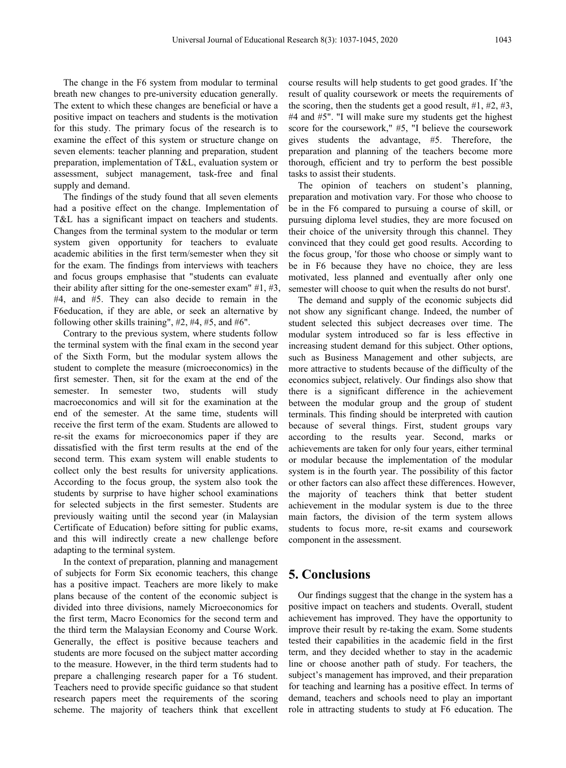The change in the F6 system from modular to terminal breath new changes to pre-university education generally. The extent to which these changes are beneficial or have a positive impact on teachers and students is the motivation for this study. The primary focus of the research is to examine the effect of this system or structure change on seven elements: teacher planning and preparation, student preparation, implementation of T&L, evaluation system or assessment, subject management, task-free and final supply and demand.

The findings of the study found that all seven elements had a positive effect on the change. Implementation of T&L has a significant impact on teachers and students. Changes from the terminal system to the modular or term system given opportunity for teachers to evaluate academic abilities in the first term/semester when they sit for the exam. The findings from interviews with teachers and focus groups emphasise that "students can evaluate their ability after sitting for the one-semester exam" #1, #3, #4, and #5. They can also decide to remain in the F6education, if they are able, or seek an alternative by following other skills training", #2, #4, #5, and #6".

Contrary to the previous system, where students follow the terminal system with the final exam in the second year of the Sixth Form, but the modular system allows the student to complete the measure (microeconomics) in the first semester. Then, sit for the exam at the end of the semester. In semester two, students will study macroeconomics and will sit for the examination at the end of the semester. At the same time, students will receive the first term of the exam. Students are allowed to re-sit the exams for microeconomics paper if they are dissatisfied with the first term results at the end of the second term. This exam system will enable students to collect only the best results for university applications. According to the focus group, the system also took the students by surprise to have higher school examinations for selected subjects in the first semester. Students are previously waiting until the second year (in Malaysian Certificate of Education) before sitting for public exams, and this will indirectly create a new challenge before adapting to the terminal system.

In the context of preparation, planning and management of subjects for Form Six economic teachers, this change has a positive impact. Teachers are more likely to make plans because of the content of the economic subject is divided into three divisions, namely Microeconomics for the first term, Macro Economics for the second term and the third term the Malaysian Economy and Course Work. Generally, the effect is positive because teachers and students are more focused on the subject matter according to the measure. However, in the third term students had to prepare a challenging research paper for a T6 student. Teachers need to provide specific guidance so that student research papers meet the requirements of the scoring scheme. The majority of teachers think that excellent course results will help students to get good grades. If 'the result of quality coursework or meets the requirements of the scoring, then the students get a good result, #1, #2, #3, #4 and #5". "I will make sure my students get the highest score for the coursework," #5, "I believe the coursework gives students the advantage, #5. Therefore, the preparation and planning of the teachers become more thorough, efficient and try to perform the best possible tasks to assist their students.

The opinion of teachers on student's planning, preparation and motivation vary. For those who choose to be in the F6 compared to pursuing a course of skill, or pursuing diploma level studies, they are more focused on their choice of the university through this channel. They convinced that they could get good results. According to the focus group, 'for those who choose or simply want to be in F6 because they have no choice, they are less motivated, less planned and eventually after only one semester will choose to quit when the results do not burst'.

The demand and supply of the economic subjects did not show any significant change. Indeed, the number of student selected this subject decreases over time. The modular system introduced so far is less effective in increasing student demand for this subject. Other options, such as Business Management and other subjects, are more attractive to students because of the difficulty of the economics subject, relatively. Our findings also show that there is a significant difference in the achievement between the modular group and the group of student terminals. This finding should be interpreted with caution because of several things. First, student groups vary according to the results year. Second, marks or achievements are taken for only four years, either terminal or modular because the implementation of the modular system is in the fourth year. The possibility of this factor or other factors can also affect these differences. However, the majority of teachers think that better student achievement in the modular system is due to the three main factors, the division of the term system allows students to focus more, re-sit exams and coursework component in the assessment.

# 5. Conclusions

Our findings suggest that the change in the system has a positive impact on teachers and students. Overall, student achievement has improved. They have the opportunity to improve their result by re-taking the exam. Some students tested their capabilities in the academic field in the first term, and they decided whether to stay in the academic line or choose another path of study. For teachers, the subject's management has improved, and their preparation for teaching and learning has a positive effect. In terms of demand, teachers and schools need to play an important role in attracting students to study at F6 education. The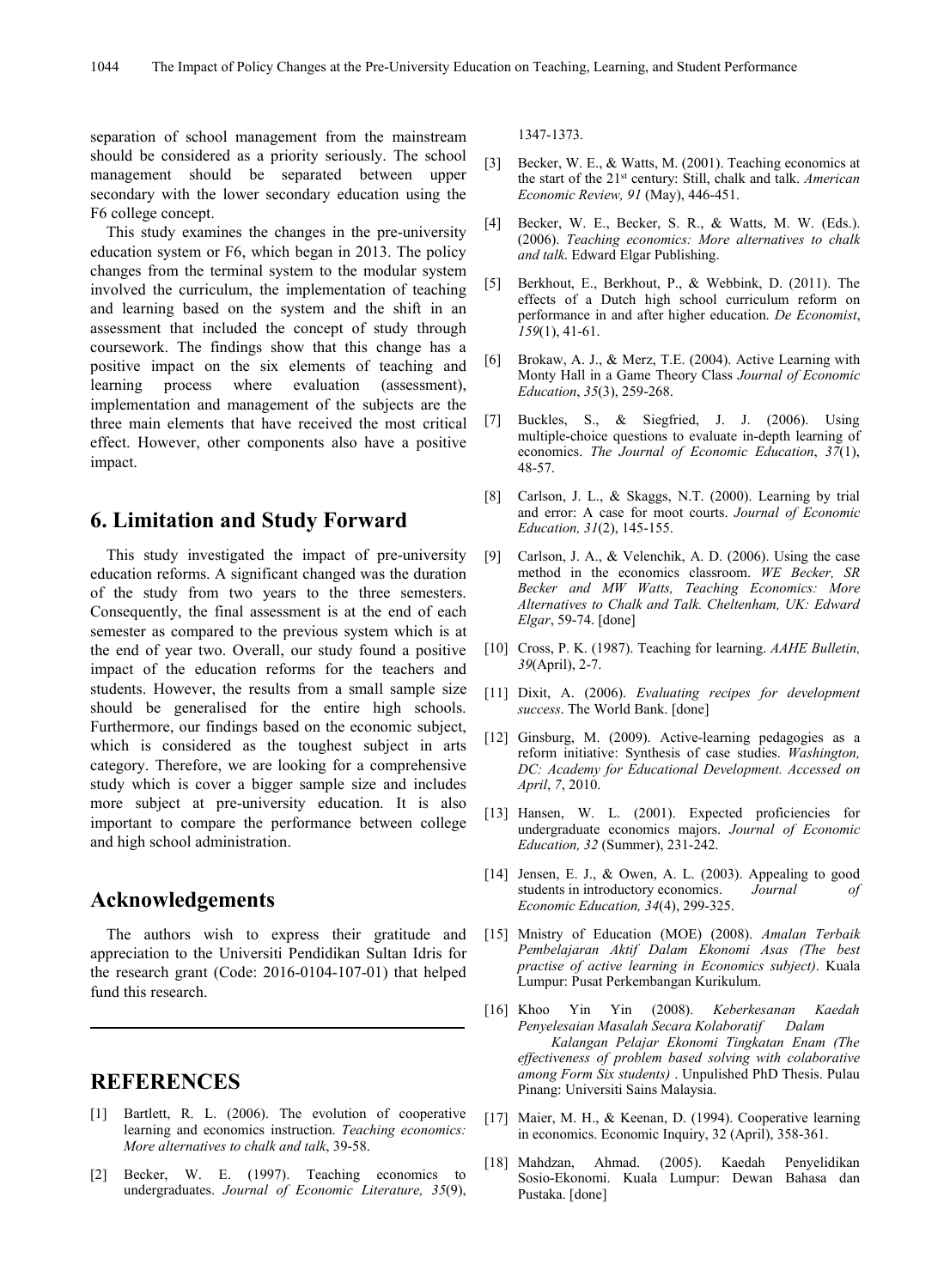separation of school management from the mainstream should be considered as a priority seriously. The school management should be separated between upper secondary with the lower secondary education using the F6 college concept.

This study examines the changes in the pre-university education system or F6, which began in 2013. The policy changes from the terminal system to the modular system involved the curriculum, the implementation of teaching and learning based on the system and the shift in an assessment that included the concept of study through coursework. The findings show that this change has a positive impact on the six elements of teaching and learning process where evaluation (assessment), implementation and management of the subjects are the three main elements that have received the most critical effect. However, other components also have a positive impact.

## 6. Limitation and Study Forward

This study investigated the impact of pre-university education reforms. A significant changed was the duration of the study from two years to the three semesters. Consequently, the final assessment is at the end of each semester as compared to the previous system which is at the end of year two. Overall, our study found a positive impact of the education reforms for the teachers and students. However, the results from a small sample size should be generalised for the entire high schools. Furthermore, our findings based on the economic subject, which is considered as the toughest subject in arts category. Therefore, we are looking for a comprehensive study which is cover a bigger sample size and includes more subject at pre-university education. It is also important to compare the performance between college and high school administration.

## Acknowledgements

The authors wish to express their gratitude and appreciation to the Universiti Pendidikan Sultan Idris for the research grant (Code: 2016-0104-107-01) that helped fund this research.

## REFERENCES

[1] Bartlett, R. L. (2006). The evolution of cooperative learning and economics instruction. *Teaching economics: More alternatives to chalk and talk*, 39-58.

[2] Becker, W. E. (1997). Teaching economics to undergraduates. *Journal of Economic Literature, 35*(9), 1347-1373.

[3] Becker, W. E., & Watts, M. (2001). Teaching economics at the start of the 21st century: Still, chalk and talk. *American Economic Review, 91* (May), 446-451.

[4] Becker, W. E., Becker, S. R., & Watts, M. W. (Eds.). (2006). *Teaching economics: More alternatives to chalk and talk*. Edward Elgar Publishing.

[5] Berkhout, E., Berkhout, P., & Webbink, D. (2011). The effects of a Dutch high school curriculum reform on performance in and after higher education. *De Economist*, *159*(1), 41-61.

[6] Brokaw, A. J., & Merz, T.E. (2004). Active Learning with Monty Hall in a Game Theory Class *Journal of Economic Education*, *35*(3), 259-268.

[7] Buckles, S., & Siegfried, J. J. (2006). Using multiple-choice questions to evaluate in-depth learning of economics. *The Journal of Economic Education*, *37*(1), 48-57.

[8] Carlson, J. L., & Skaggs, N.T. (2000). Learning by trial and error: A case for moot courts. *Journal of Economic Education, 31*(2), 145-155.

[9] Carlson, J. A., & Velenchik, A. D. (2006). Using the case method in the economics classroom. *WE Becker, SR Becker and MW Watts, Teaching Economics: More Alternatives to Chalk and Talk. Cheltenham, UK: Edward Elgar*, 59-74. [done]

[10] Cross, P. K. (1987). Teaching for learning. *AAHE Bulletin, 39*(April), 2-7.

[11] Dixit, A. (2006). *Evaluating recipes for development success*. The World Bank. [done]

[12] Ginsburg, M. (2009). Active-learning pedagogies as a reform initiative: Synthesis of case studies. *Washington, DC: Academy for Educational Development. Accessed on April*, *7*, 2010.

[13] Hansen, W. L. (2001). Expected proficiencies for undergraduate economics majors. *Journal of Economic Education, 32* (Summer), 231-242.

[14] Jensen, E. J., & Owen, A. L. (2003). Appealing to good students in introductory economics. *Journal of Economic Education, 34*(4), 299-325.

[15] Mnistry of Education (MOE) (2008). *Amalan Terbaik Pembelajaran Aktif Dalam Ekonomi Asas (The best practise of active learning in Economics subject)*. Kuala Lumpur: Pusat Perkembangan Kurikulum.

[16] Khoo Yin Yin (2008). *Keberkesanan Kaedah Penyelesaian Masalah Secara Kolaboratif Dalam Kalangan Pelajar Ekonomi Tingkatan Enam (The effectiveness of problem based solving with colaborative among Form Six students)* . Unpulished PhD Thesis. Pulau Pinang: Universiti Sains Malaysia.

[17] Maier, M. H., & Keenan, D. (1994). Cooperative learning in economics. Economic Inquiry, 32 (April), 358-361.

[18] Mahdzan, Ahmad. (2005). Kaedah Penyelidikan Sosio-Ekonomi. Kuala Lumpur: Dewan Bahasa dan Pustaka. [done]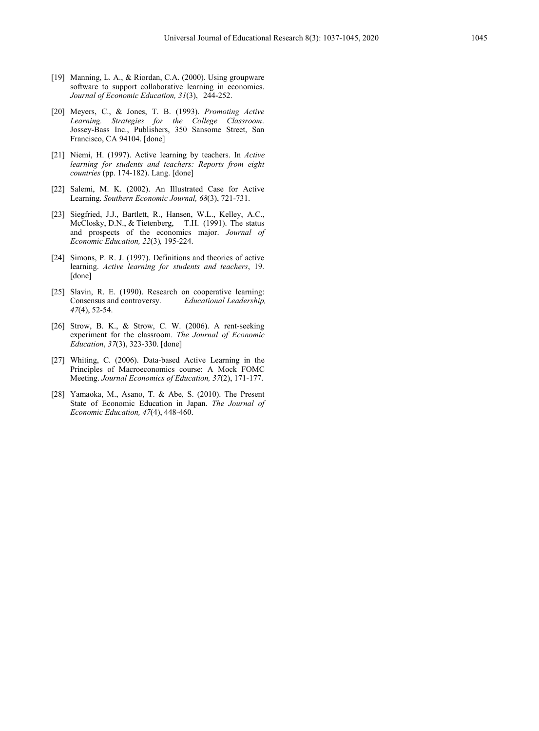[19] Manning, L. A., & Riordan, C.A. (2000). Using groupware software to support collaborative learning in economics. *Journal of Economic Education, 31*(3), 244-252.

[20] Meyers, C., & Jones, T. B. (1993). *Promoting Active Learning. Strategies for the College Classroom*. Jossey-Bass Inc., Publishers, 350 Sansome Street, San Francisco, CA 94104. [done]

[21] Niemi, H. (1997). Active learning by teachers. In *Active learning for students and teachers: Reports from eight countries* (pp. 174-182). Lang. [done]

[22] Salemi, M. K. (2002). An Illustrated Case for Active Learning. *Southern Economic Journal, 68*(3), 721-731.

[23] Siegfried, J.J., Bartlett, R., Hansen, W.L., Kelley, A.C., McClosky, D.N., & Tietenberg, T.H. (1991). The status and prospects of the economics major. *Journal of Economic Education, 22*(3)*,* 195-224.

[24] Simons, P. R. J. (1997). Definitions and theories of active learning. *Active learning for students and teachers*, 19. [done]

[25] Slavin, R. E. (1990). Research on cooperative learning: Consensus and controversy. *Educational Leadership, 47*(4), 52-54.

[26] Strow, B. K., & Strow, C. W. (2006). A rent-seeking experiment for the classroom. *The Journal of Economic Education*, *37*(3), 323-330. [done]

[27] Whiting, C. (2006). Data-based Active Learning in the Principles of Macroeconomics course: A Mock FOMC Meeting. *Journal Economics of Education, 37*(2), 171-177.

[28] Yamaoka, M., Asano, T. & Abe, S. (2010). The Present State of Economic Education in Japan. *The Journal of Economic Education, 47*(4), 448-460.